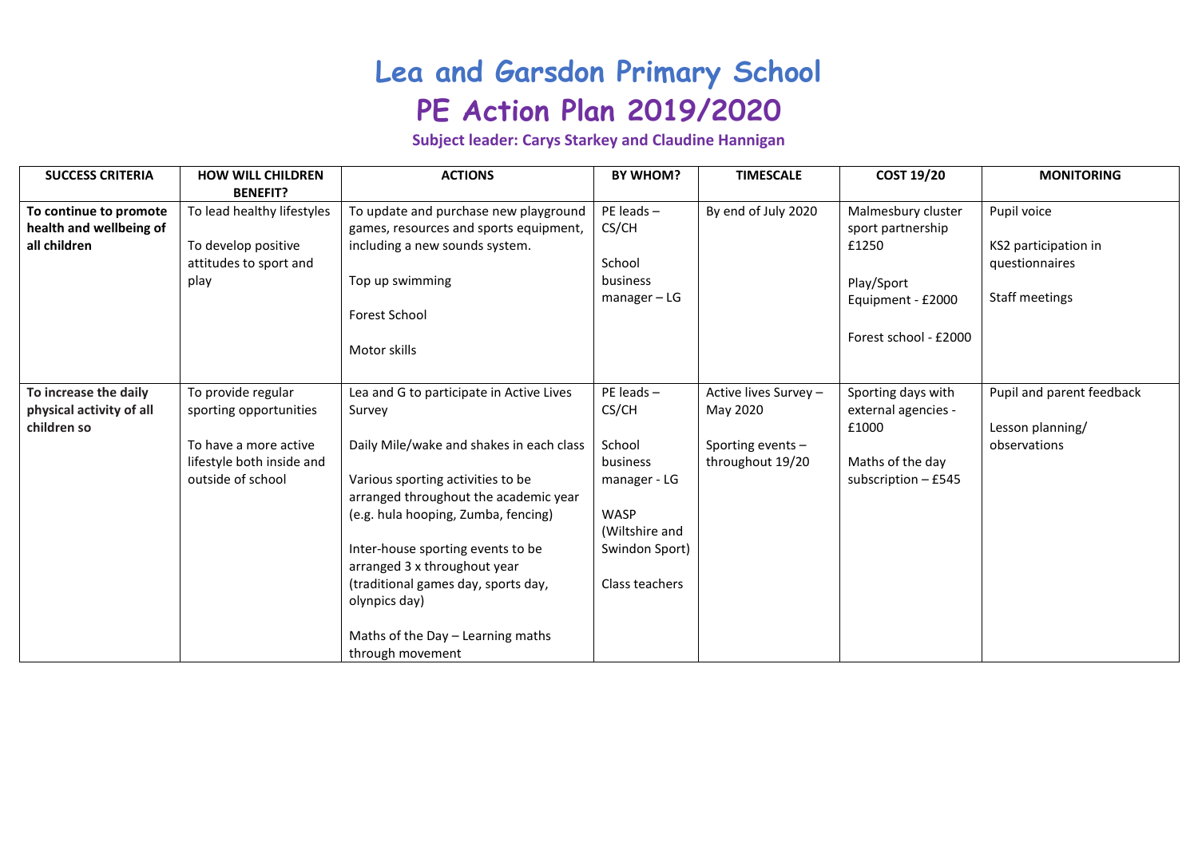# Lea and Garsdon Primary School

# PE Action Plan 2019/2020

**Subject leader: Carys Starkey and Claudine Hannigan**

| SUCCESS CRITERIA | HOW WILL CHILDREN BENEFIT? | ACTIONS | BY WHOM? | TIMESCALE | COST 19/20 | MONITORING |
|---|---|---|---|---|---|---|
| **To continue to promote health and wellbeing of all children** | To lead healthy lifestyles<br><br>To develop positive attitudes to sport and play | To update and purchase new playground games, resources and sports equipment, including a new sounds system.<br><br>Top up swimming<br><br>Forest School<br><br>Motor skills | PE leads – CS/CH<br><br>School business manager – LG | By end of July 2020 | Malmesbury cluster sport partnership £1250<br><br>Play/Sport Equipment - £2000<br><br>Forest school - £2000 | Pupil voice<br><br>KS2 participation in questionnaires<br><br>Staff meetings |
| **To increase the daily physical activity of all children so** | To provide regular sporting opportunities<br><br>To have a more active lifestyle both inside and outside of school | Lea and G to participate in Active Lives Survey<br><br>Daily Mile/wake and shakes in each class<br><br>Various sporting activities to be arranged throughout the academic year (e.g. hula hooping, Zumba, fencing)<br><br>Inter-house sporting events to be arranged 3 x throughout year (traditional games day, sports day, olynpics day)<br><br>Maths of the Day – Learning maths through movement | PE leads – CS/CH<br><br>School business manager - LG<br><br>WASP (Wiltshire and Swindon Sport)<br><br>Class teachers | Active lives Survey – May 2020<br><br>Sporting events – throughout 19/20 | Sporting days with external agencies - £1000<br><br>Maths of the day subscription – £545 | Pupil and parent feedback<br><br>Lesson planning/ observations |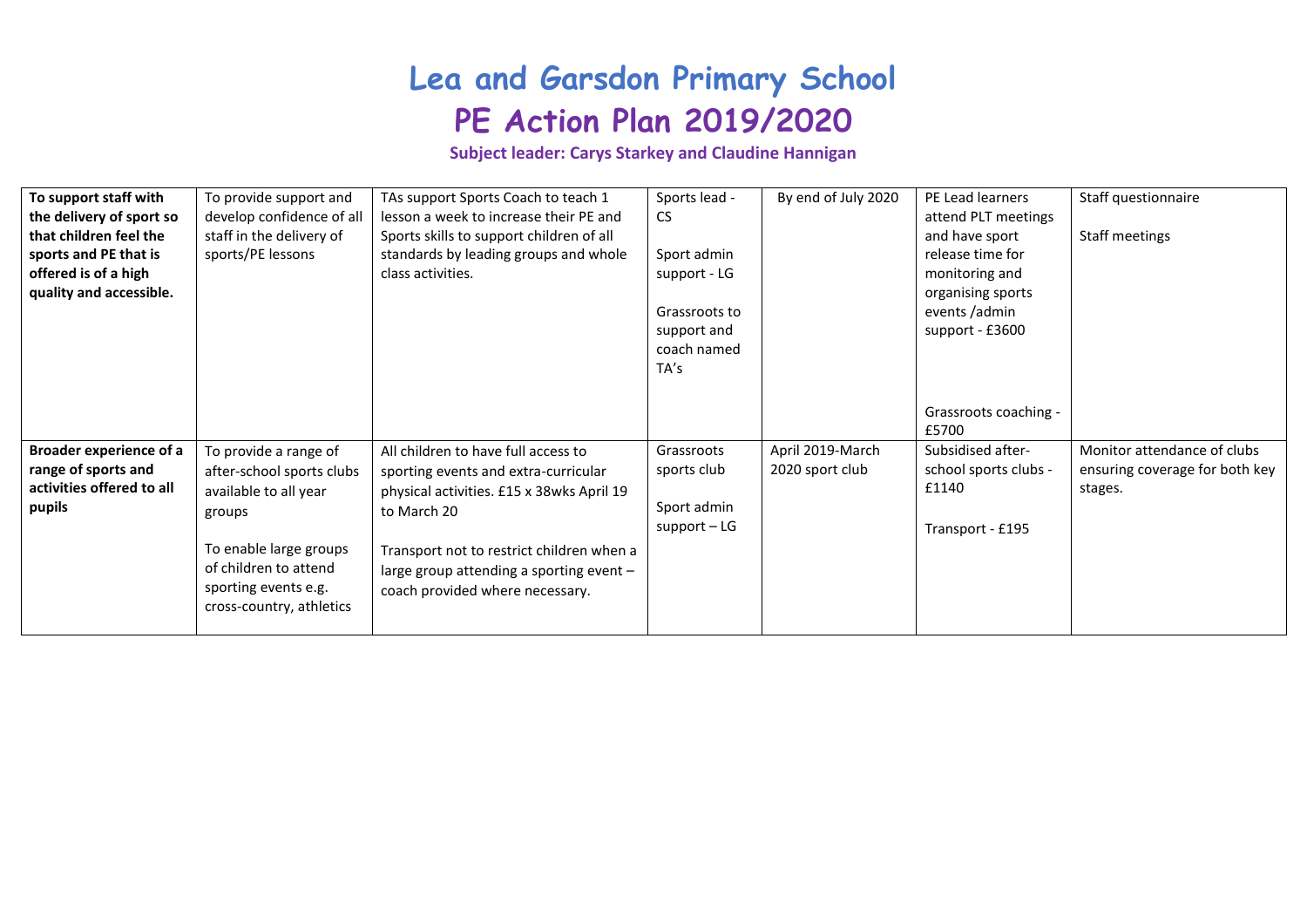# Lea and Garsdon Primary School

# PE Action Plan 2019/2020

**Subject leader: Carys Starkey and Claudine Hannigan**

| | | | | | | |
|---|---|---|---|---|---|---|
| **To support staff with the delivery of sport so that children feel the sports and PE that is offered is of a high quality and accessible.** | To provide support and develop confidence of all staff in the delivery of sports/PE lessons | TAs support Sports Coach to teach 1 lesson a week to increase their PE and Sports skills to support children of all standards by leading groups and whole class activities. | Sports lead - CS<br><br>Sport admin support - LG<br><br>Grassroots to support and coach named TA's | By end of July 2020 | PE Lead learners attend PLT meetings and have sport release time for monitoring and organising sports events /admin support - £3600<br><br>Grassroots coaching - £5700 | Staff questionnaire<br><br>Staff meetings |
| **Broader experience of a range of sports and activities offered to all pupils** | To provide a range of after-school sports clubs available to all year groups<br><br>To enable large groups of children to attend sporting events e.g. cross-country, athletics | All children to have full access to sporting events and extra-curricular physical activities. £15 x 38wks April 19 to March 20<br><br>Transport not to restrict children when a large group attending a sporting event – coach provided where necessary. | Grassroots sports club<br><br>Sport admin support – LG | April 2019-March 2020 sport club | Subsidised after-school sports clubs - £1140<br><br>Transport - £195 | Monitor attendance of clubs ensuring coverage for both key stages. |